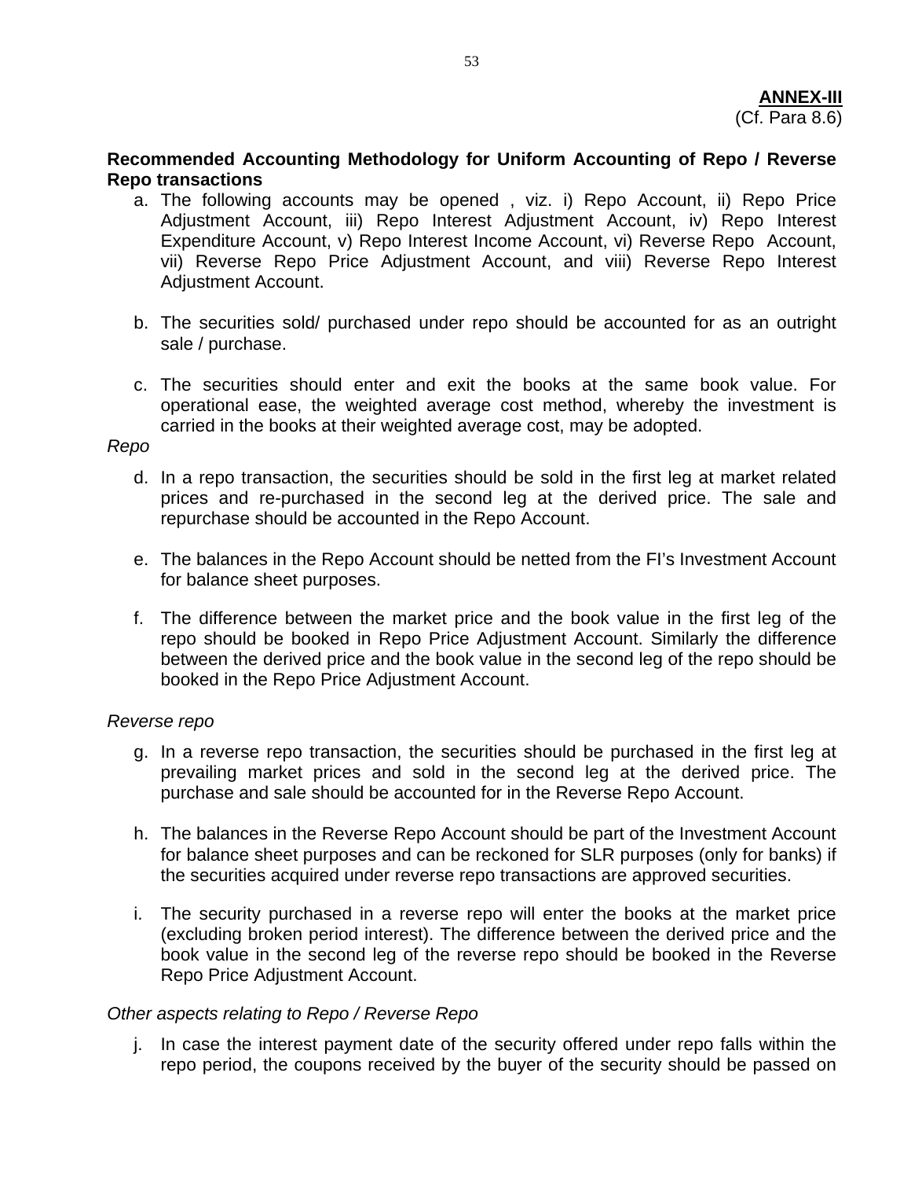**ANNEX-III**
(Cf. Para 8.6)

**Recommended Accounting Methodology for Uniform Accounting of Repo / Reverse Repo transactions**

a. The following accounts may be opened , viz. i) Repo Account, ii) Repo Price Adjustment Account, iii) Repo Interest Adjustment Account, iv) Repo Interest Expenditure Account, v) Repo Interest Income Account, vi) Reverse Repo Account, vii) Reverse Repo Price Adjustment Account, and viii) Reverse Repo Interest Adjustment Account.

b. The securities sold/ purchased under repo should be accounted for as an outright sale / purchase.

c. The securities should enter and exit the books at the same book value. For operational ease, the weighted average cost method, whereby the investment is carried in the books at their weighted average cost, may be adopted.

*Repo*

d. In a repo transaction, the securities should be sold in the first leg at market related prices and re-purchased in the second leg at the derived price. The sale and repurchase should be accounted in the Repo Account.

e. The balances in the Repo Account should be netted from the FI's Investment Account for balance sheet purposes.

f. The difference between the market price and the book value in the first leg of the repo should be booked in Repo Price Adjustment Account. Similarly the difference between the derived price and the book value in the second leg of the repo should be booked in the Repo Price Adjustment Account.

*Reverse repo*

g. In a reverse repo transaction, the securities should be purchased in the first leg at prevailing market prices and sold in the second leg at the derived price. The purchase and sale should be accounted for in the Reverse Repo Account.

h. The balances in the Reverse Repo Account should be part of the Investment Account for balance sheet purposes and can be reckoned for SLR purposes (only for banks) if the securities acquired under reverse repo transactions are approved securities.

i. The security purchased in a reverse repo will enter the books at the market price (excluding broken period interest). The difference between the derived price and the book value in the second leg of the reverse repo should be booked in the Reverse Repo Price Adjustment Account.

*Other aspects relating to Repo / Reverse Repo*

j. In case the interest payment date of the security offered under repo falls within the repo period, the coupons received by the buyer of the security should be passed on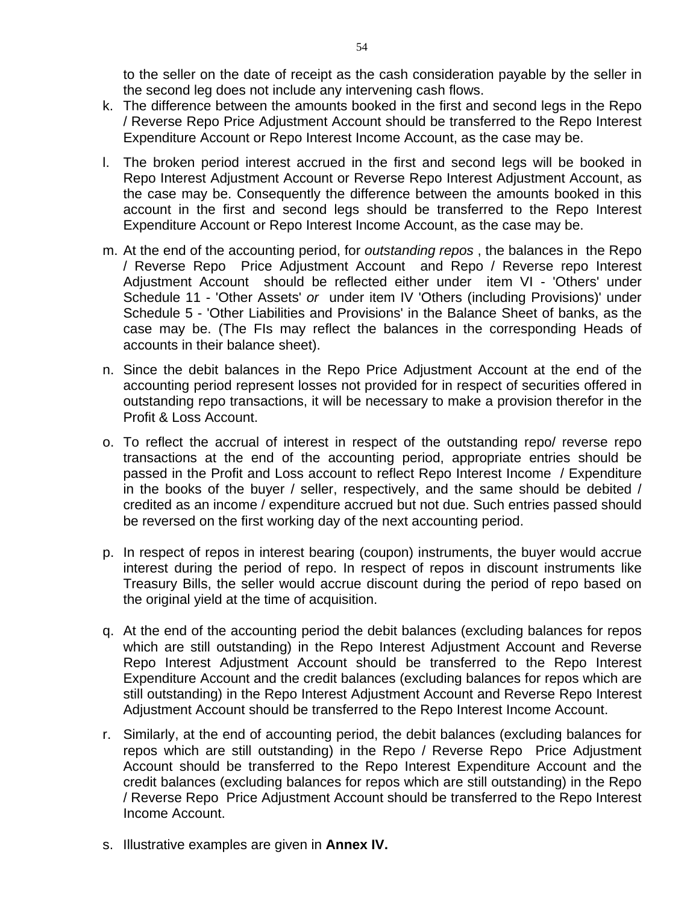to the seller on the date of receipt as the cash consideration payable by the seller in the second leg does not include any intervening cash flows.

k. The difference between the amounts booked in the first and second legs in the Repo / Reverse Repo Price Adjustment Account should be transferred to the Repo Interest Expenditure Account or Repo Interest Income Account, as the case may be.

l. The broken period interest accrued in the first and second legs will be booked in Repo Interest Adjustment Account or Reverse Repo Interest Adjustment Account, as the case may be. Consequently the difference between the amounts booked in this account in the first and second legs should be transferred to the Repo Interest Expenditure Account or Repo Interest Income Account, as the case may be.

m. At the end of the accounting period, for *outstanding repos* , the balances in the Repo / Reverse Repo Price Adjustment Account and Repo / Reverse repo Interest Adjustment Account should be reflected either under item VI - 'Others' under Schedule 11 - 'Other Assets' *or* under item IV 'Others (including Provisions)' under Schedule 5 - 'Other Liabilities and Provisions' in the Balance Sheet of banks, as the case may be. (The FIs may reflect the balances in the corresponding Heads of accounts in their balance sheet).

n. Since the debit balances in the Repo Price Adjustment Account at the end of the accounting period represent losses not provided for in respect of securities offered in outstanding repo transactions, it will be necessary to make a provision therefor in the Profit & Loss Account.

o. To reflect the accrual of interest in respect of the outstanding repo/ reverse repo transactions at the end of the accounting period, appropriate entries should be passed in the Profit and Loss account to reflect Repo Interest Income / Expenditure in the books of the buyer / seller, respectively, and the same should be debited / credited as an income / expenditure accrued but not due. Such entries passed should be reversed on the first working day of the next accounting period.

p. In respect of repos in interest bearing (coupon) instruments, the buyer would accrue interest during the period of repo. In respect of repos in discount instruments like Treasury Bills, the seller would accrue discount during the period of repo based on the original yield at the time of acquisition.

q. At the end of the accounting period the debit balances (excluding balances for repos which are still outstanding) in the Repo Interest Adjustment Account and Reverse Repo Interest Adjustment Account should be transferred to the Repo Interest Expenditure Account and the credit balances (excluding balances for repos which are still outstanding) in the Repo Interest Adjustment Account and Reverse Repo Interest Adjustment Account should be transferred to the Repo Interest Income Account.

r. Similarly, at the end of accounting period, the debit balances (excluding balances for repos which are still outstanding) in the Repo / Reverse Repo Price Adjustment Account should be transferred to the Repo Interest Expenditure Account and the credit balances (excluding balances for repos which are still outstanding) in the Repo / Reverse Repo Price Adjustment Account should be transferred to the Repo Interest Income Account.

s. Illustrative examples are given in **Annex IV.**